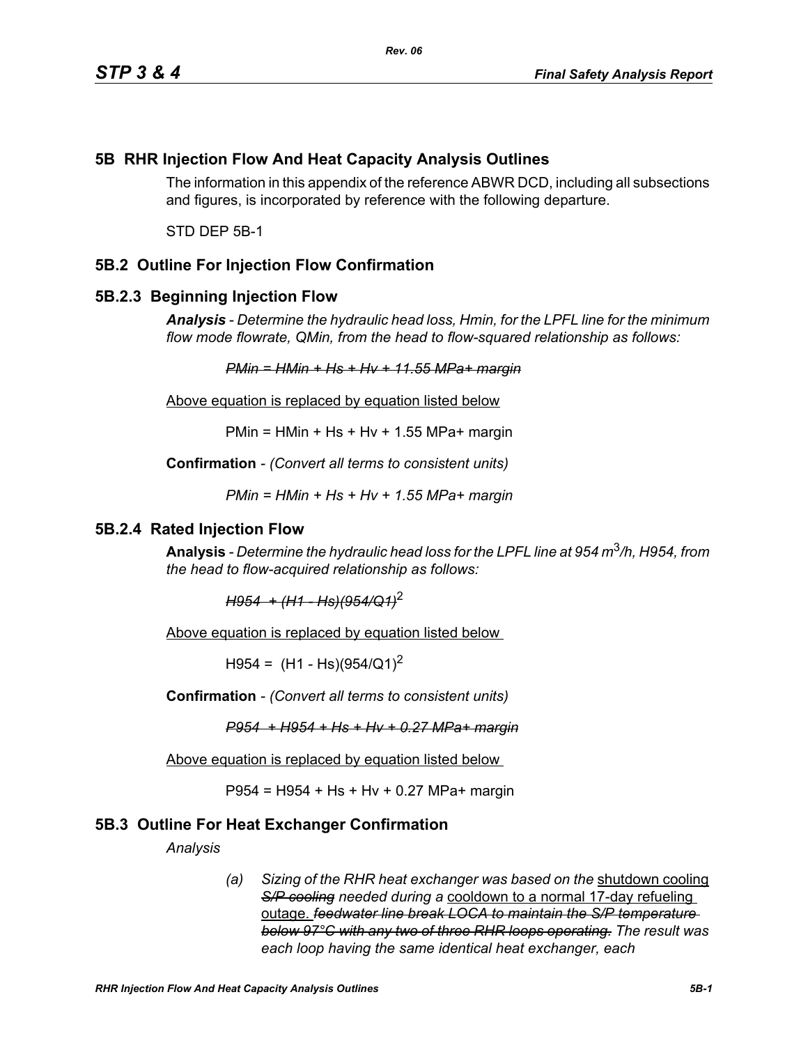## 5B RHR Injection Flow And Heat Capacity Analysis Outlines

The information in this appendix of the reference ABWR DCD, including all subsections and figures, is incorporated by reference with the following departure.

STD DEP 5B-1

## 5B.2 Outline For Injection Flow Confirmation

### 5B.2.3 Beginning Injection Flow

***Analysis*** *- Determine the hydraulic head loss, Hmin, for the LPFL line for the minimum flow mode flowrate, QMin, from the head to flow-squared relationship as follows:*

~~*PMin = HMin + Hs + Hv + 11.55 MPa+ margin*~~

<u>Above equation is replaced by equation listed below</u>

PMin = HMin + Hs + Hv + 1.55 MPa+ margin

**Confirmation** - *(Convert all terms to consistent units)*

*PMin = HMin + Hs + Hv + 1.55 MPa+ margin*

### 5B.2.4 Rated Injection Flow

**Analysis** - *Determine the hydraulic head loss for the LPFL line at 954 $m^3/h$, H954, from the head to flow-acquired relationship as follows:*

~~*H954 + (H1 - Hs)(954/Q1)*~~$^2$

<u>Above equation is replaced by equation listed below</u>

H954 = (H1 - Hs)(954/Q1)$^2$

**Confirmation** - *(Convert all terms to consistent units)*

~~*P954 + H954 + Hs + Hv + 0.27 MPa+ margin*~~

<u>Above equation is replaced by equation listed below</u>

P954 = H954 + Hs + Hv + 0.27 MPa+ margin

## 5B.3 Outline For Heat Exchanger Confirmation

*Analysis*

(a) *Sizing of the RHR heat exchanger was based on the* <u>shutdown cooling</u> ~~*S/P cooling*~~ *needed during a* <u>cooldown to a normal 17-day refueling outage.</u> ~~*feedwater line break LOCA to maintain the S/P temperature below 97°C with any two of three RHR loops operating.*~~ *The result was each loop having the same identical heat exchanger, each*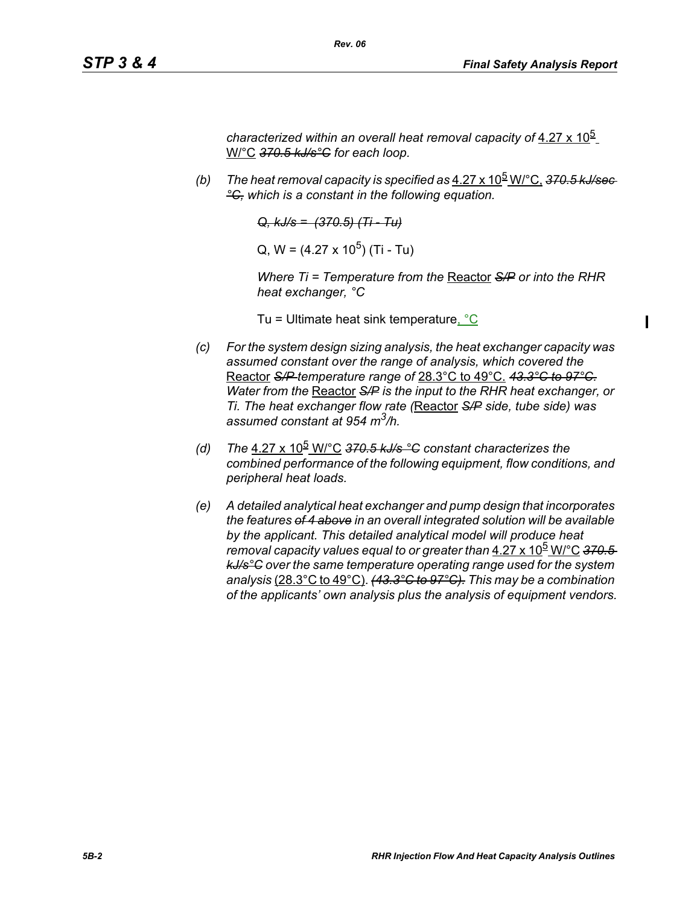*characterized within an overall heat removal capacity of* 4.27 x $10^5$ W/°C ~~*370.5 kJ/s°C*~~ *for each loop.*

*(b)* *The heat removal capacity is specified as* 4.27 x $10^5$ W/°C, ~~*370.5 kJ/sec °C,*~~ *which is a constant in the following equation.*

~~*Q, kJ/s = (370.5) (Ti - Tu)*~~

Q, W = (4.27 x $10^5$) (Ti - Tu)

*Where Ti = Temperature from the* Reactor ~~*S/P*~~ *or into the RHR heat exchanger, °C*

Tu = Ultimate heat sink temperature, °C

*(c)* *For the system design sizing analysis, the heat exchanger capacity was assumed constant over the range of analysis, which covered the* Reactor ~~*S/P*~~ *temperature range of* 28.3°C to 49°C. ~~*43.3°C to 97°C.*~~ *Water from the* Reactor ~~*S/P*~~ *is the input to the RHR heat exchanger, or Ti. The heat exchanger flow rate (*Reactor ~~*S/P*~~ *side, tube side) was assumed constant at 954 $m^3$/h.*

*(d)* *The* 4.27 x $10^5$ W/°C ~~*370.5 kJ/s °C*~~ *constant characterizes the combined performance of the following equipment, flow conditions, and peripheral heat loads.*

*(e)* *A detailed analytical heat exchanger and pump design that incorporates the features* ~~*of 4 above*~~ *in an overall integrated solution will be available by the applicant. This detailed analytical model will produce heat removal capacity values equal to or greater than* 4.27 x $10^5$ W/°C ~~*370.5 kJ/s°C*~~ *over the same temperature operating range used for the system analysis* (28.3°C to 49°C). ~~*(43.3°C to 97°C).*~~ *This may be a combination of the applicants' own analysis plus the analysis of equipment vendors.*